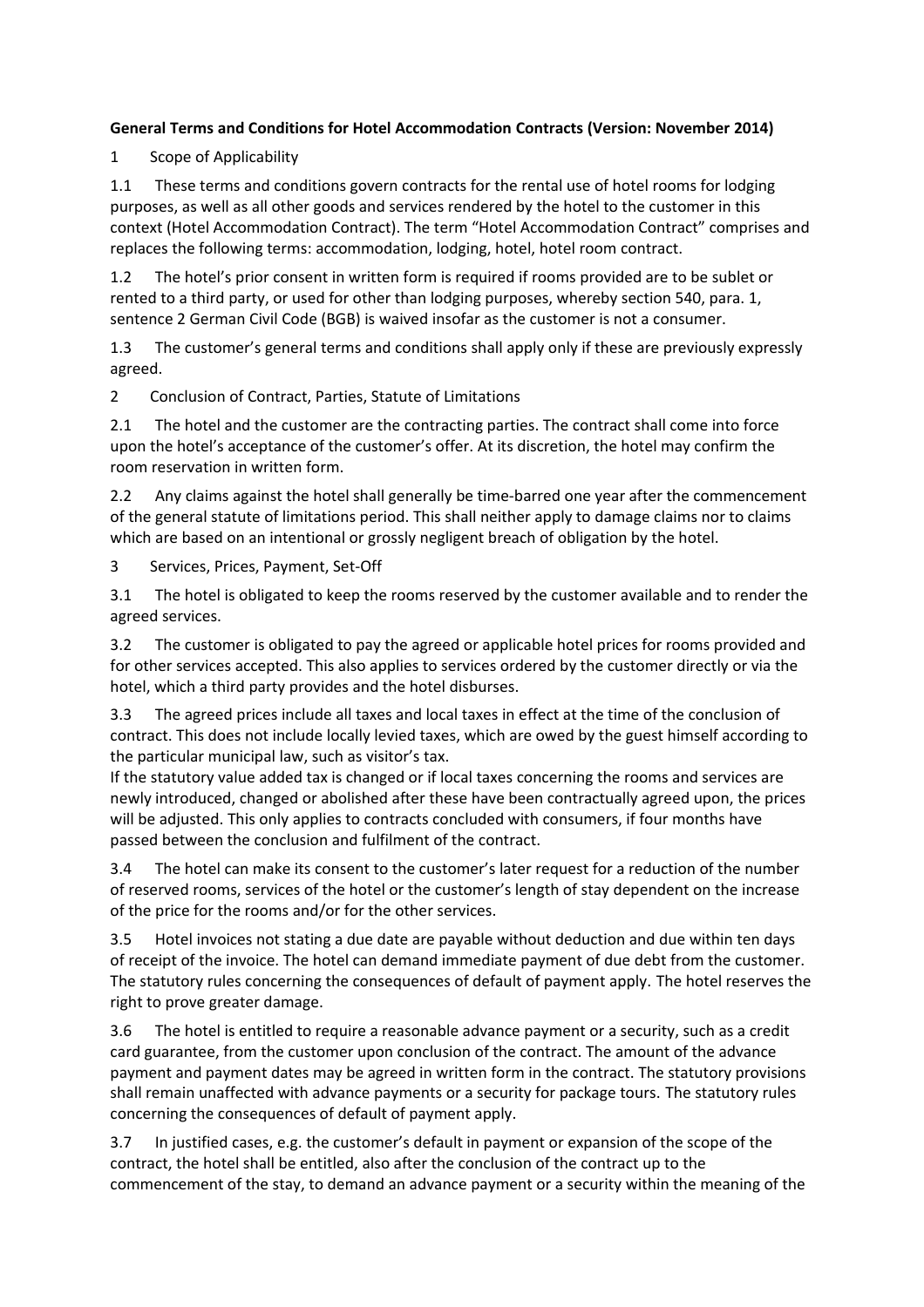**General Terms and Conditions for Hotel Accommodation Contracts (Version: November 2014)**

## 1 Scope of Applicability

1.1 These terms and conditions govern contracts for the rental use of hotel rooms for lodging purposes, as well as all other goods and services rendered by the hotel to the customer in this context (Hotel Accommodation Contract). The term "Hotel Accommodation Contract" comprises and replaces the following terms: accommodation, lodging, hotel, hotel room contract.

1.2 The hotel's prior consent in written form is required if rooms provided are to be sublet or rented to a third party, or used for other than lodging purposes, whereby section 540, para. 1, sentence 2 German Civil Code (BGB) is waived insofar as the customer is not a consumer.

1.3 The customer's general terms and conditions shall apply only if these are previously expressly agreed.

## 2 Conclusion of Contract, Parties, Statute of Limitations

2.1 The hotel and the customer are the contracting parties. The contract shall come into force upon the hotel's acceptance of the customer's offer. At its discretion, the hotel may confirm the room reservation in written form.

2.2 Any claims against the hotel shall generally be time-barred one year after the commencement of the general statute of limitations period. This shall neither apply to damage claims nor to claims which are based on an intentional or grossly negligent breach of obligation by the hotel.

## 3 Services, Prices, Payment, Set-Off

3.1 The hotel is obligated to keep the rooms reserved by the customer available and to render the agreed services.

3.2 The customer is obligated to pay the agreed or applicable hotel prices for rooms provided and for other services accepted. This also applies to services ordered by the customer directly or via the hotel, which a third party provides and the hotel disburses.

3.3 The agreed prices include all taxes and local taxes in effect at the time of the conclusion of contract. This does not include locally levied taxes, which are owed by the guest himself according to the particular municipal law, such as visitor's tax.
If the statutory value added tax is changed or if local taxes concerning the rooms and services are newly introduced, changed or abolished after these have been contractually agreed upon, the prices will be adjusted. This only applies to contracts concluded with consumers, if four months have passed between the conclusion and fulfilment of the contract.

3.4 The hotel can make its consent to the customer's later request for a reduction of the number of reserved rooms, services of the hotel or the customer's length of stay dependent on the increase of the price for the rooms and/or for the other services.

3.5 Hotel invoices not stating a due date are payable without deduction and due within ten days of receipt of the invoice. The hotel can demand immediate payment of due debt from the customer. The statutory rules concerning the consequences of default of payment apply. The hotel reserves the right to prove greater damage.

3.6 The hotel is entitled to require a reasonable advance payment or a security, such as a credit card guarantee, from the customer upon conclusion of the contract. The amount of the advance payment and payment dates may be agreed in written form in the contract. The statutory provisions shall remain unaffected with advance payments or a security for package tours. The statutory rules concerning the consequences of default of payment apply.

3.7 In justified cases, e.g. the customer's default in payment or expansion of the scope of the contract, the hotel shall be entitled, also after the conclusion of the contract up to the commencement of the stay, to demand an advance payment or a security within the meaning of the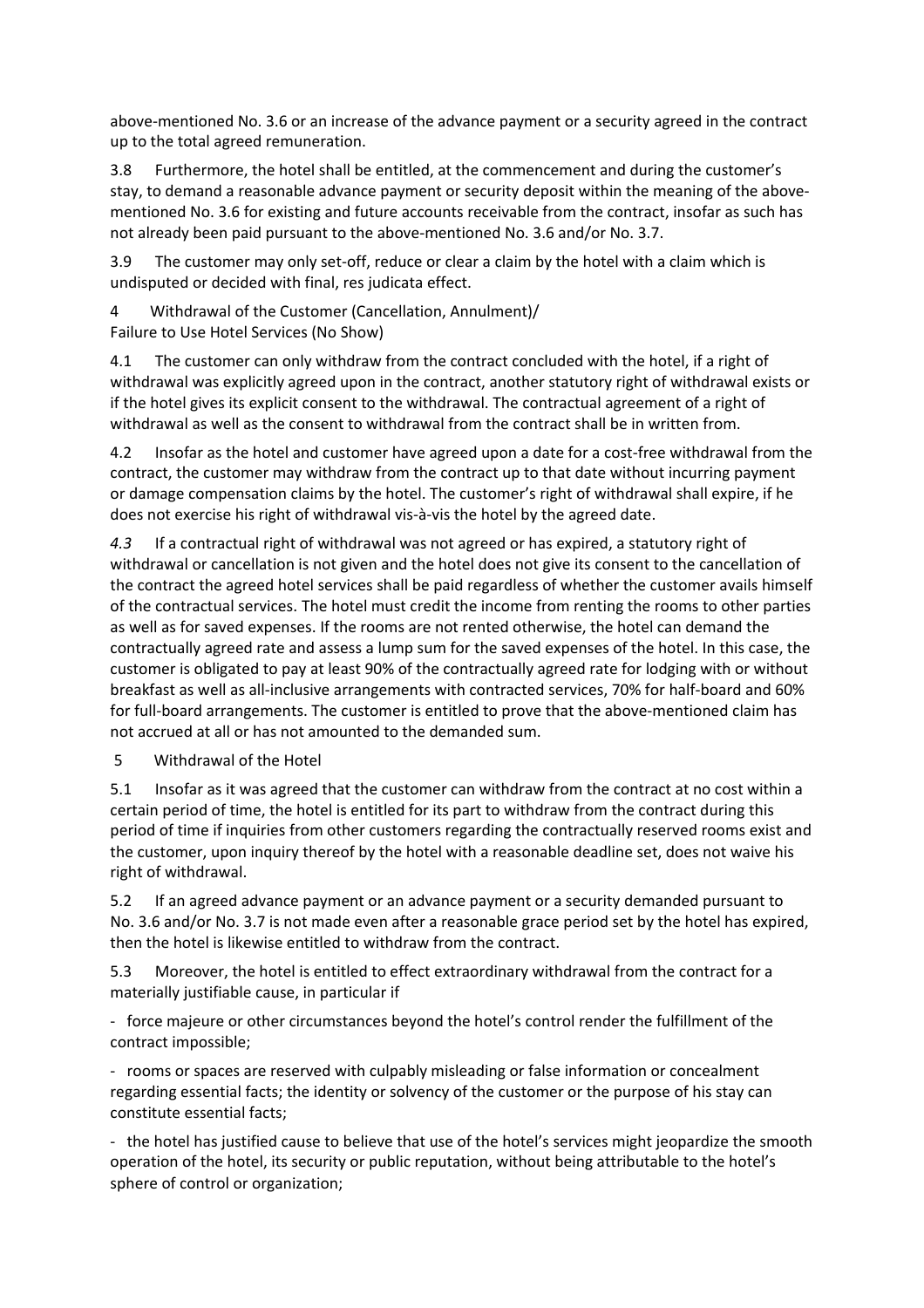above-mentioned No. 3.6 or an increase of the advance payment or a security agreed in the contract up to the total agreed remuneration.

3.8 Furthermore, the hotel shall be entitled, at the commencement and during the customer's stay, to demand a reasonable advance payment or security deposit within the meaning of the above-mentioned No. 3.6 for existing and future accounts receivable from the contract, insofar as such has not already been paid pursuant to the above-mentioned No. 3.6 and/or No. 3.7.

3.9 The customer may only set-off, reduce or clear a claim by the hotel with a claim which is undisputed or decided with final, res judicata effect.

## 4 Withdrawal of the Customer (Cancellation, Annulment)/ Failure to Use Hotel Services (No Show)

4.1 The customer can only withdraw from the contract concluded with the hotel, if a right of withdrawal was explicitly agreed upon in the contract, another statutory right of withdrawal exists or if the hotel gives its explicit consent to the withdrawal. The contractual agreement of a right of withdrawal as well as the consent to withdrawal from the contract shall be in written from.

4.2 Insofar as the hotel and customer have agreed upon a date for a cost-free withdrawal from the contract, the customer may withdraw from the contract up to that date without incurring payment or damage compensation claims by the hotel. The customer's right of withdrawal shall expire, if he does not exercise his right of withdrawal vis-à-vis the hotel by the agreed date.

*4.3* If a contractual right of withdrawal was not agreed or has expired, a statutory right of withdrawal or cancellation is not given and the hotel does not give its consent to the cancellation of the contract the agreed hotel services shall be paid regardless of whether the customer avails himself of the contractual services. The hotel must credit the income from renting the rooms to other parties as well as for saved expenses. If the rooms are not rented otherwise, the hotel can demand the contractually agreed rate and assess a lump sum for the saved expenses of the hotel. In this case, the customer is obligated to pay at least 90% of the contractually agreed rate for lodging with or without breakfast as well as all-inclusive arrangements with contracted services, 70% for half-board and 60% for full-board arrangements. The customer is entitled to prove that the above-mentioned claim has not accrued at all or has not amounted to the demanded sum.

## 5 Withdrawal of the Hotel

5.1 Insofar as it was agreed that the customer can withdraw from the contract at no cost within a certain period of time, the hotel is entitled for its part to withdraw from the contract during this period of time if inquiries from other customers regarding the contractually reserved rooms exist and the customer, upon inquiry thereof by the hotel with a reasonable deadline set, does not waive his right of withdrawal.

5.2 If an agreed advance payment or an advance payment or a security demanded pursuant to No. 3.6 and/or No. 3.7 is not made even after a reasonable grace period set by the hotel has expired, then the hotel is likewise entitled to withdraw from the contract.

5.3 Moreover, the hotel is entitled to effect extraordinary withdrawal from the contract for a materially justifiable cause, in particular if

- force majeure or other circumstances beyond the hotel's control render the fulfillment of the contract impossible;
- rooms or spaces are reserved with culpably misleading or false information or concealment regarding essential facts; the identity or solvency of the customer or the purpose of his stay can constitute essential facts;
- the hotel has justified cause to believe that use of the hotel's services might jeopardize the smooth operation of the hotel, its security or public reputation, without being attributable to the hotel's sphere of control or organization;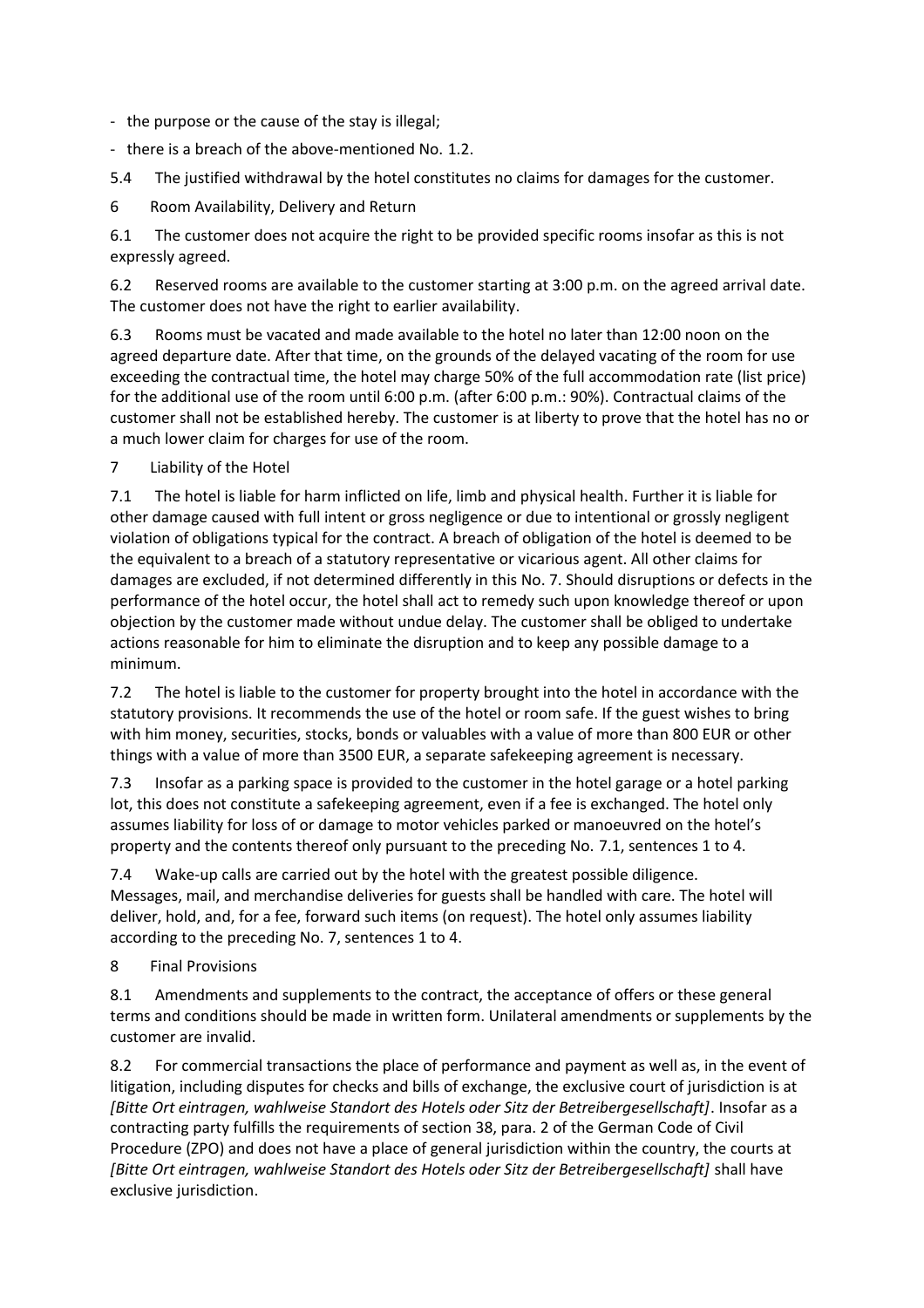- the purpose or the cause of the stay is illegal;
- there is a breach of the above-mentioned No. 1.2.

5.4 The justified withdrawal by the hotel constitutes no claims for damages for the customer.

## 6 Room Availability, Delivery and Return

6.1 The customer does not acquire the right to be provided specific rooms insofar as this is not expressly agreed.

6.2 Reserved rooms are available to the customer starting at 3:00 p.m. on the agreed arrival date. The customer does not have the right to earlier availability.

6.3 Rooms must be vacated and made available to the hotel no later than 12:00 noon on the agreed departure date. After that time, on the grounds of the delayed vacating of the room for use exceeding the contractual time, the hotel may charge 50% of the full accommodation rate (list price) for the additional use of the room until 6:00 p.m. (after 6:00 p.m.: 90%). Contractual claims of the customer shall not be established hereby. The customer is at liberty to prove that the hotel has no or a much lower claim for charges for use of the room.

## 7 Liability of the Hotel

7.1 The hotel is liable for harm inflicted on life, limb and physical health. Further it is liable for other damage caused with full intent or gross negligence or due to intentional or grossly negligent violation of obligations typical for the contract. A breach of obligation of the hotel is deemed to be the equivalent to a breach of a statutory representative or vicarious agent. All other claims for damages are excluded, if not determined differently in this No. 7. Should disruptions or defects in the performance of the hotel occur, the hotel shall act to remedy such upon knowledge thereof or upon objection by the customer made without undue delay. The customer shall be obliged to undertake actions reasonable for him to eliminate the disruption and to keep any possible damage to a minimum.

7.2 The hotel is liable to the customer for property brought into the hotel in accordance with the statutory provisions. It recommends the use of the hotel or room safe. If the guest wishes to bring with him money, securities, stocks, bonds or valuables with a value of more than 800 EUR or other things with a value of more than 3500 EUR, a separate safekeeping agreement is necessary.

7.3 Insofar as a parking space is provided to the customer in the hotel garage or a hotel parking lot, this does not constitute a safekeeping agreement, even if a fee is exchanged. The hotel only assumes liability for loss of or damage to motor vehicles parked or manoeuvred on the hotel's property and the contents thereof only pursuant to the preceding No. 7.1, sentences 1 to 4.

7.4 Wake-up calls are carried out by the hotel with the greatest possible diligence. Messages, mail, and merchandise deliveries for guests shall be handled with care. The hotel will deliver, hold, and, for a fee, forward such items (on request). The hotel only assumes liability according to the preceding No. 7, sentences 1 to 4.

## 8 Final Provisions

8.1 Amendments and supplements to the contract, the acceptance of offers or these general terms and conditions should be made in written form. Unilateral amendments or supplements by the customer are invalid.

8.2 For commercial transactions the place of performance and payment as well as, in the event of litigation, including disputes for checks and bills of exchange, the exclusive court of jurisdiction is at *[Bitte Ort eintragen, wahlweise Standort des Hotels oder Sitz der Betreibergesellschaft]*. Insofar as a contracting party fulfills the requirements of section 38, para. 2 of the German Code of Civil Procedure (ZPO) and does not have a place of general jurisdiction within the country, the courts at *[Bitte Ort eintragen, wahlweise Standort des Hotels oder Sitz der Betreibergesellschaft]* shall have exclusive jurisdiction.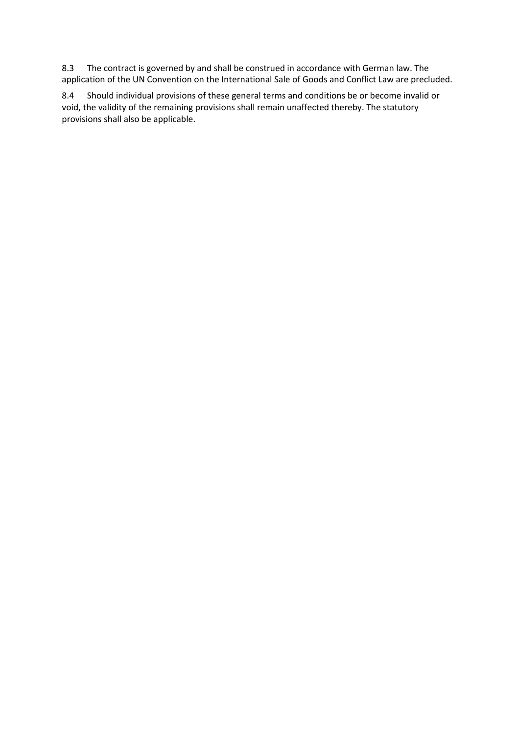8.3 The contract is governed by and shall be construed in accordance with German law. The application of the UN Convention on the International Sale of Goods and Conflict Law are precluded.

8.4 Should individual provisions of these general terms and conditions be or become invalid or void, the validity of the remaining provisions shall remain unaffected thereby. The statutory provisions shall also be applicable.